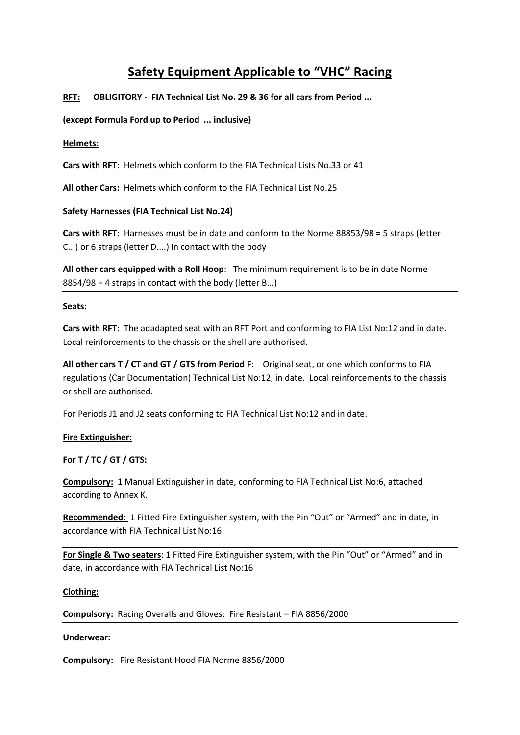# Safety Equipment Applicable to "VHC" Racing

**RFT: OBLIGITORY - FIA Technical List No. 29 & 36 for all cars from Period ...**

**(except Formula Ford up to Period ... inclusive)**

---

**Helmets:**

**Cars with RFT:** Helmets which conform to the FIA Technical Lists No.33 or 41

**All other Cars:** Helmets which conform to the FIA Technical List No.25

---

**Safety Harnesses (FIA Technical List No.24)**

**Cars with RFT:** Harnesses must be in date and conform to the Norme 88853/98 = 5 straps (letter C...) or 6 straps (letter D....) in contact with the body

**All other cars equipped with a Roll Hoop**: The minimum requirement is to be in date Norme 8854/98 = 4 straps in contact with the body (letter B...)

---

**Seats:**

**Cars with RFT:** The adadapted seat with an RFT Port and conforming to FIA List No:12 and in date. Local reinforcements to the chassis or the shell are authorised.

**All other cars T / CT and GT / GTS from Period F:** Original seat, or one which conforms to FIA regulations (Car Documentation) Technical List No:12, in date. Local reinforcements to the chassis or shell are authorised.

For Periods J1 and J2 seats conforming to FIA Technical List No:12 and in date.

---

**Fire Extinguisher:**

**For T / TC / GT / GTS:**

**Compulsory:** 1 Manual Extinguisher in date, conforming to FIA Technical List No:6, attached according to Annex K.

**Recommended:** 1 Fitted Fire Extinguisher system, with the Pin "Out" or "Armed" and in date, in accordance with FIA Technical List No:16

---

**For Single & Two seaters**: 1 Fitted Fire Extinguisher system, with the Pin "Out" or "Armed" and in date, in accordance with FIA Technical List No:16

---

**Clothing:**

**Compulsory:** Racing Overalls and Gloves: Fire Resistant – FIA 8856/2000

---

**Underwear:**

**Compulsory:** Fire Resistant Hood FIA Norme 8856/2000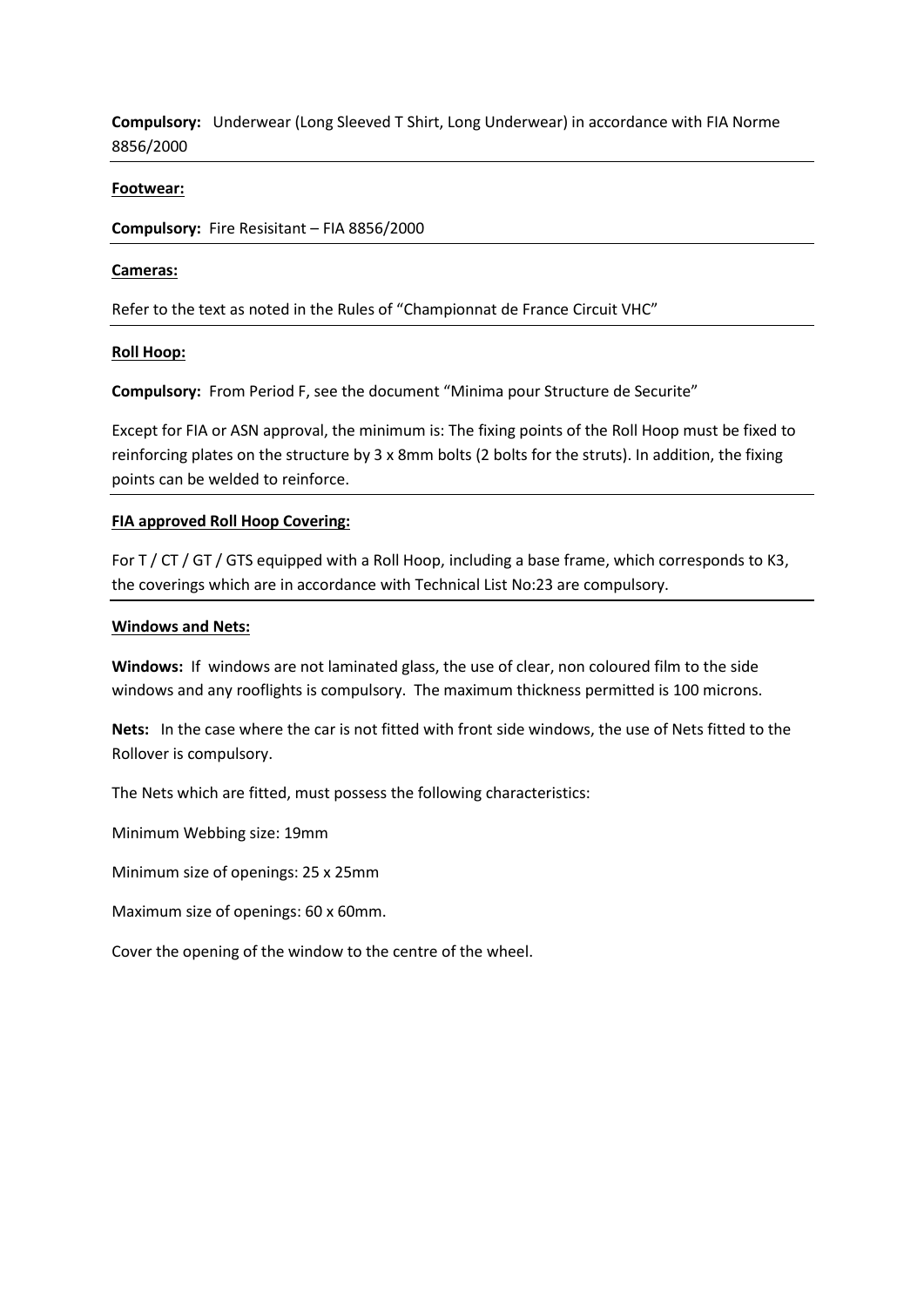**Compulsory:** Underwear (Long Sleeved T Shirt, Long Underwear) in accordance with FIA Norme 8856/2000

---

**Footwear:**

**Compulsory:** Fire Resisitant – FIA 8856/2000

---

**Cameras:**

Refer to the text as noted in the Rules of "Championnat de France Circuit VHC"

---

**Roll Hoop:**

**Compulsory:** From Period F, see the document "Minima pour Structure de Securite"

Except for FIA or ASN approval, the minimum is: The fixing points of the Roll Hoop must be fixed to reinforcing plates on the structure by 3 x 8mm bolts (2 bolts for the struts). In addition, the fixing points can be welded to reinforce.

---

**FIA approved Roll Hoop Covering:**

For T / CT / GT / GTS equipped with a Roll Hoop, including a base frame, which corresponds to K3, the coverings which are in accordance with Technical List No:23 are compulsory.

---

**Windows and Nets:**

**Windows:** If windows are not laminated glass, the use of clear, non coloured film to the side windows and any rooflights is compulsory. The maximum thickness permitted is 100 microns.

**Nets:** In the case where the car is not fitted with front side windows, the use of Nets fitted to the Rollover is compulsory.

The Nets which are fitted, must possess the following characteristics:

Minimum Webbing size: 19mm

Minimum size of openings: 25 x 25mm

Maximum size of openings: 60 x 60mm.

Cover the opening of the window to the centre of the wheel.